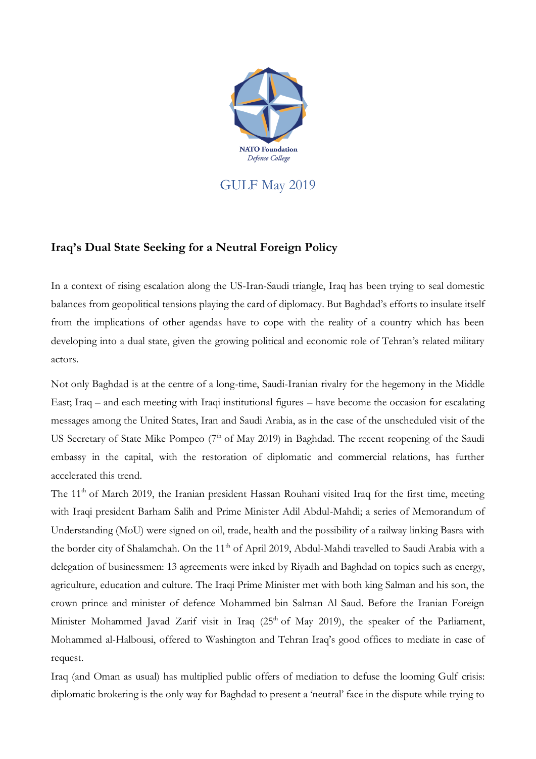NATO Foundation
*Defense College*

GULF May 2019

## Iraq's Dual State Seeking for a Neutral Foreign Policy

In a context of rising escalation along the US-Iran-Saudi triangle, Iraq has been trying to seal domestic balances from geopolitical tensions playing the card of diplomacy. But Baghdad's efforts to insulate itself from the implications of other agendas have to cope with the reality of a country which has been developing into a dual state, given the growing political and economic role of Tehran's related military actors.

Not only Baghdad is at the centre of a long-time, Saudi-Iranian rivalry for the hegemony in the Middle East; Iraq – and each meeting with Iraqi institutional figures – have become the occasion for escalating messages among the United States, Iran and Saudi Arabia, as in the case of the unscheduled visit of the US Secretary of State Mike Pompeo (7th of May 2019) in Baghdad. The recent reopening of the Saudi embassy in the capital, with the restoration of diplomatic and commercial relations, has further accelerated this trend.

The 11th of March 2019, the Iranian president Hassan Rouhani visited Iraq for the first time, meeting with Iraqi president Barham Salih and Prime Minister Adil Abdul-Mahdi; a series of Memorandum of Understanding (MoU) were signed on oil, trade, health and the possibility of a railway linking Basra with the border city of Shalamchah. On the 11th of April 2019, Abdul-Mahdi travelled to Saudi Arabia with a delegation of businessmen: 13 agreements were inked by Riyadh and Baghdad on topics such as energy, agriculture, education and culture. The Iraqi Prime Minister met with both king Salman and his son, the crown prince and minister of defence Mohammed bin Salman Al Saud. Before the Iranian Foreign Minister Mohammed Javad Zarif visit in Iraq (25th of May 2019), the speaker of the Parliament, Mohammed al-Halbousi, offered to Washington and Tehran Iraq's good offices to mediate in case of request.

Iraq (and Oman as usual) has multiplied public offers of mediation to defuse the looming Gulf crisis: diplomatic brokering is the only way for Baghdad to present a 'neutral' face in the dispute while trying to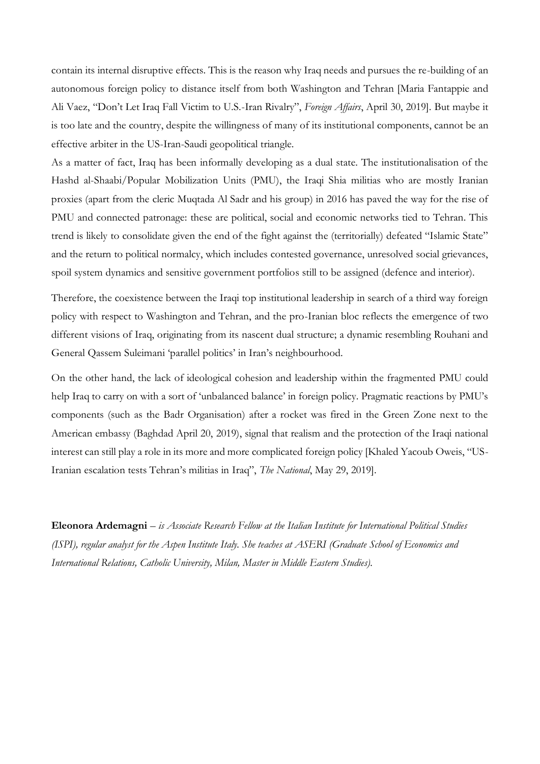contain its internal disruptive effects. This is the reason why Iraq needs and pursues the re-building of an autonomous foreign policy to distance itself from both Washington and Tehran [Maria Fantappie and Ali Vaez, "Don't Let Iraq Fall Victim to U.S.-Iran Rivalry", *Foreign Affairs*, April 30, 2019]. But maybe it is too late and the country, despite the willingness of many of its institutional components, cannot be an effective arbiter in the US-Iran-Saudi geopolitical triangle.

As a matter of fact, Iraq has been informally developing as a dual state. The institutionalisation of the Hashd al-Shaabi/Popular Mobilization Units (PMU), the Iraqi Shia militias who are mostly Iranian proxies (apart from the cleric Muqtada Al Sadr and his group) in 2016 has paved the way for the rise of PMU and connected patronage: these are political, social and economic networks tied to Tehran. This trend is likely to consolidate given the end of the fight against the (territorially) defeated "Islamic State" and the return to political normalcy, which includes contested governance, unresolved social grievances, spoil system dynamics and sensitive government portfolios still to be assigned (defence and interior).

Therefore, the coexistence between the Iraqi top institutional leadership in search of a third way foreign policy with respect to Washington and Tehran, and the pro-Iranian bloc reflects the emergence of two different visions of Iraq, originating from its nascent dual structure; a dynamic resembling Rouhani and General Qassem Suleimani 'parallel politics' in Iran's neighbourhood.

On the other hand, the lack of ideological cohesion and leadership within the fragmented PMU could help Iraq to carry on with a sort of 'unbalanced balance' in foreign policy. Pragmatic reactions by PMU's components (such as the Badr Organisation) after a rocket was fired in the Green Zone next to the American embassy (Baghdad April 20, 2019), signal that realism and the protection of the Iraqi national interest can still play a role in its more and more complicated foreign policy [Khaled Yacoub Oweis, "US-Iranian escalation tests Tehran's militias in Iraq", *The National*, May 29, 2019].

**Eleonora Ardemagni** – *is Associate Research Fellow at the Italian Institute for International Political Studies (ISPI), regular analyst for the Aspen Institute Italy. She teaches at ASERI (Graduate School of Economics and International Relations, Catholic University, Milan, Master in Middle Eastern Studies).*